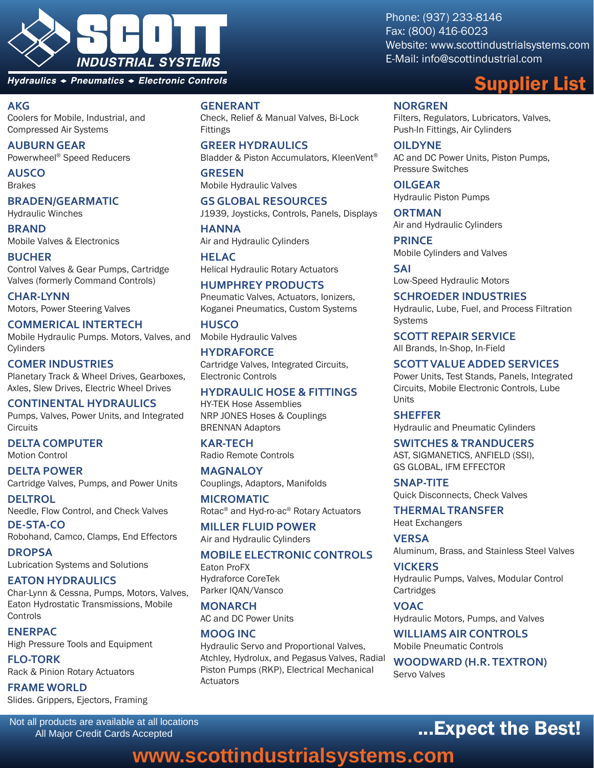# SCOTT INDUSTRIAL SYSTEMS

*Hydraulics ◆ Pneumatics ◆ Electronic Controls*

Phone: (937) 233-8146
Fax: (800) 416-6023
Website: www.scottindustrialsystems.com
E-Mail: info@scottindustrial.com

## Supplier List

**AKG**
Coolers for Mobile, Industrial, and Compressed Air Systems

**AUBURN GEAR**
Powerwheel® Speed Reducers

**AUSCO**
Brakes

**BRADEN/GEARMATIC**
Hydraulic Winches

**BRAND**
Mobile Valves & Electronics

**BUCHER**
Control Valves & Gear Pumps, Cartridge Valves (formerly Command Controls)

**CHAR-LYNN**
Motors, Power Steering Valves

**COMMERICAL INTERTECH**
Mobile Hydraulic Pumps. Motors, Valves, and Cylinders

**COMER INDUSTRIES**
Planetary Track & Wheel Drives, Gearboxes, Axles, Slew Drives, Electric Wheel Drives

**CONTINENTAL HYDRAULICS**
Pumps, Valves, Power Units, and Integrated Circuits

**DELTA COMPUTER**
Motion Control

**DELTA POWER**
Cartridge Valves, Pumps, and Power Units

**DELTROL**
Needle, Flow Control, and Check Valves

**DE-STA-CO**
Robohand, Camco, Clamps, End Effectors

**DROPSA**
Lubrication Systems and Solutions

**EATON HYDRAULICS**
Char-Lynn & Cessna, Pumps, Motors, Valves, Eaton Hydrostatic Transmissions, Mobile Controls

**ENERPAC**
High Pressure Tools and Equipment

**FLO-TORK**
Rack & Pinion Rotary Actuators

**FRAME WORLD**
Slides. Grippers, Ejectors, Framing

**GENERANT**
Check, Relief & Manual Valves, Bi-Lock Fittings

**GREER HYDRAULICS**
Bladder & Piston Accumulators, KleenVent®

**GRESEN**
Mobile Hydraulic Valves

**GS GLOBAL RESOURCES**
J1939, Joysticks, Controls, Panels, Displays

**HANNA**
Air and Hydraulic Cylinders

**HELAC**
Helical Hydraulic Rotary Actuators

**HUMPHREY PRODUCTS**
Pneumatic Valves, Actuators, Ionizers, Koganei Pneumatics, Custom Systems

**HUSCO**
Mobile Hydraulic Valves

**HYDRAFORCE**
Cartridge Valves, Integrated Circuits, Electronic Controls

**HYDRAULIC HOSE & FITTINGS**
HY-TEK Hose Assemblies
NRP JONES Hoses & Couplings
BRENNAN Adaptors

**KAR-TECH**
Radio Remote Controls

**MAGNALOY**
Couplings, Adaptors, Manifolds

**MICROMATIC**
Rotac® and Hyd-ro-ac® Rotary Actuators

**MILLER FLUID POWER**
Air and Hydraulic Cylinders

**MOBILE ELECTRONIC CONTROLS**
Eaton ProFX
Hydraforce CoreTek
Parker IQAN/Vansco

**MONARCH**
AC and DC Power Units

**MOOG INC**
Hydraulic Servo and Proportional Valves, Atchley, Hydrolux, and Pegasus Valves, Radial Piston Pumps (RKP), Electrical Mechanical Actuators

**NORGREN**
Filters, Regulators, Lubricators, Valves, Push-In Fittings, Air Cylinders

**OILDYNE**
AC and DC Power Units, Piston Pumps, Pressure Switches

**OILGEAR**
Hydraulic Piston Pumps

**ORTMAN**
Air and Hydraulic Cylinders

**PRINCE**
Mobile Cylinders and Valves

**SAI**
Low-Speed Hydraulic Motors

**SCHROEDER INDUSTRIES**
Hydraulic, Lube, Fuel, and Process Filtration Systems

**SCOTT REPAIR SERVICE**
All Brands, In-Shop, In-Field

**SCOTT VALUE ADDED SERVICES**
Power Units, Test Stands, Panels, Integrated Circuits, Mobile Electronic Controls, Lube Units

**SHEFFER**
Hydraulic and Pneumatic Cylinders

**SWITCHES & TRANDUCERS**
AST, SIGMANETICS, ANFIELD (SSI), GS GLOBAL, IFM EFFECTOR

**SNAP-TITE**
Quick Disconnects, Check Valves

**THERMAL TRANSFER**
Heat Exchangers

**VERSA**
Aluminum, Brass, and Stainless Steel Valves

**VICKERS**
Hydraulic Pumps, Valves, Modular Control Cartridges

**VOAC**
Hydraulic Motors, Pumps, and Valves

**WILLIAMS AIR CONTROLS**
Mobile Pneumatic Controls

**WOODWARD (H.R. TEXTRON)**
Servo Valves

Not all products are available at all locations
All Major Credit Cards Accepted

**...Expect the Best!**

**www.scottindustrialsystems.com**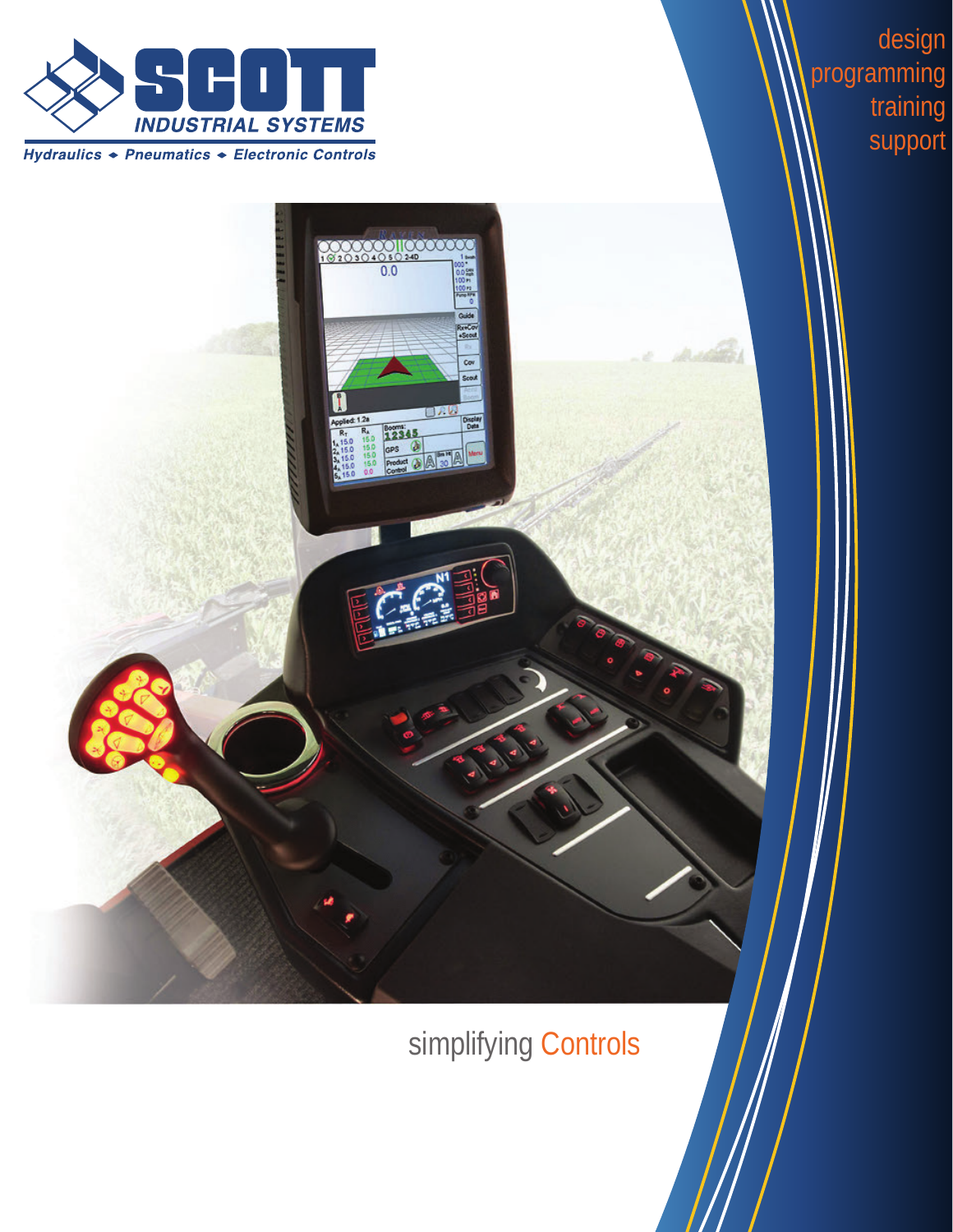# SCOTT INDUSTRIAL SYSTEMS

Hydraulics ◆ Pneumatics ◆ Electronic Controls

design
programming
training
support

simplifying Controls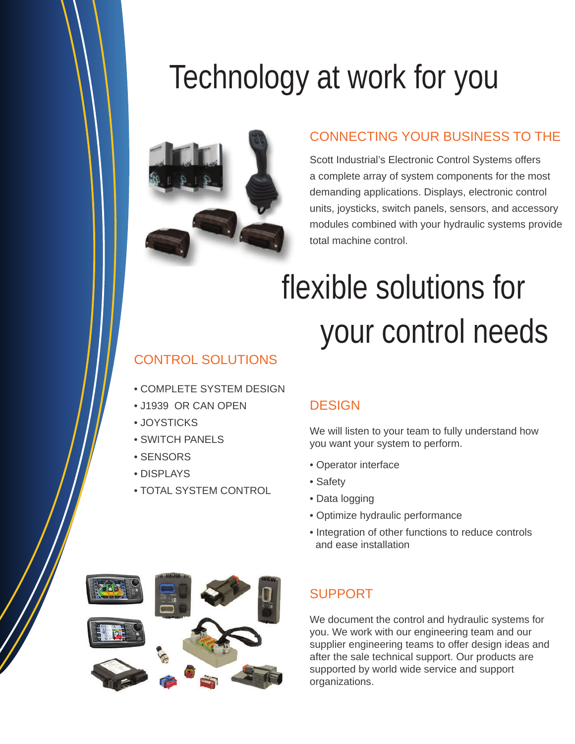# Technology at work for you

## CONNECTING YOUR BUSINESS TO THE

Scott Industrial's Electronic Control Systems offers a complete array of system components for the most demanding applications. Displays, electronic control units, joysticks, switch panels, sensors, and accessory modules combined with your hydraulic systems provide total machine control.

# flexible solutions for your control needs

## CONTROL SOLUTIONS

- COMPLETE SYSTEM DESIGN
- J1939  OR CAN OPEN
- JOYSTICKS
- SWITCH PANELS
- SENSORS
- DISPLAYS
- TOTAL SYSTEM CONTROL

## DESIGN

We will listen to your team to fully understand how you want your system to perform.

- Operator interface
- Safety
- Data logging
- Optimize hydraulic performance
- Integration of other functions to reduce controls and ease installation

## SUPPORT

We document the control and hydraulic systems for you. We work with our engineering team and our supplier engineering teams to offer design ideas and after the sale technical support. Our products are supported by world wide service and support organizations.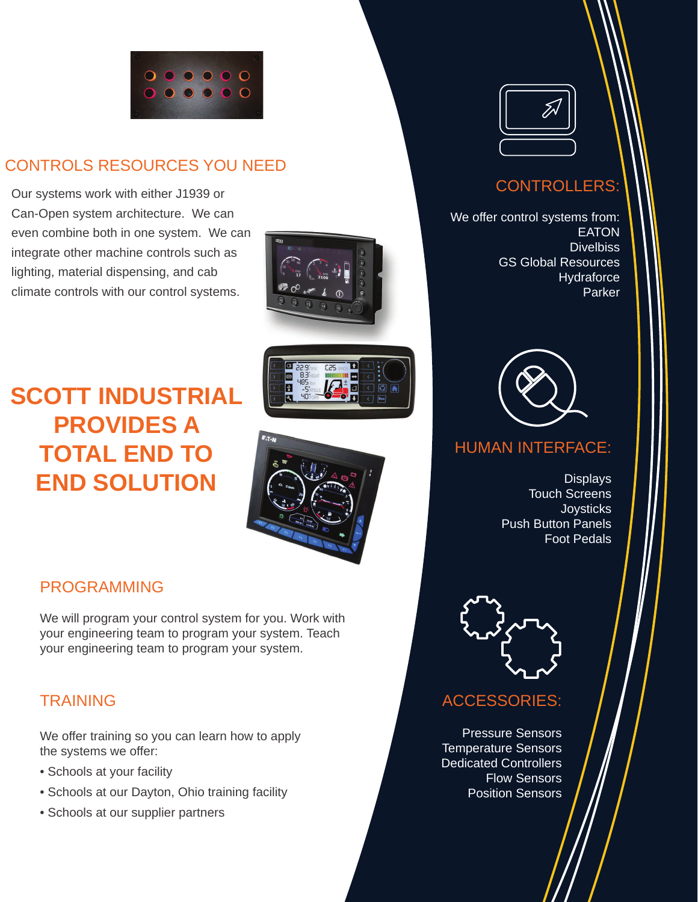## CONTROLS RESOURCES YOU NEED

Our systems work with either J1939 or Can-Open system architecture. We can even combine both in one system. We can integrate other machine controls such as lighting, material dispensing, and cab climate controls with our control systems.

# SCOTT INDUSTRIAL PROVIDES A TOTAL END TO END SOLUTION

## PROGRAMMING

We will program your control system for you. Work with your engineering team to program your system. Teach your engineering team to program your system.

## TRAINING

We offer training so you can learn how to apply the systems we offer:

- Schools at your facility
- Schools at our Dayton, Ohio training facility
- Schools at our supplier partners

## CONTROLLERS:

We offer control systems from:
EATON
Divelbiss
GS Global Resources
Hydraforce
Parker

## HUMAN INTERFACE:

Displays
Touch Screens
Joysticks
Push Button Panels
Foot Pedals

## ACCESSORIES:

Pressure Sensors
Temperature Sensors
Dedicated Controllers
Flow Sensors
Position Sensors